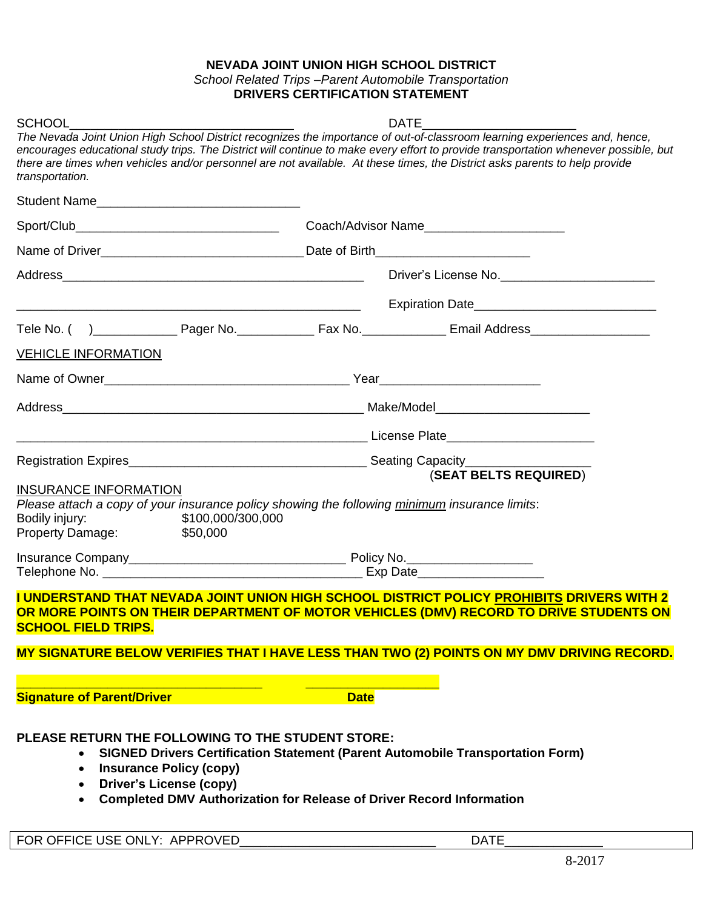**NEVADA JOINT UNION HIGH SCHOOL DISTRICT**

*School Related Trips –Parent Automobile Transportation*

**DRIVERS CERTIFICATION STATEMENT**

SCHOOL_______________________________ DATE_____________________

*The Nevada Joint Union High School District recognizes the importance of out-of-classroom learning experiences and, hence, encourages educational study trips. The District will continue to make every effort to provide transportation whenever possible, but there are times when vehicles and/or personnel are not available. At these times, the District asks parents to help provide transportation.*

Student Name____________________________

Sport/Club____________________________ Coach/Advisor Name___________________

Name of Driver_____________________________ Date of Birth_____________________

Address__________________________________________ Driver's License No.____________________

_____________________________________________ Expiration Date_________________________

Tele No. ( )___________ Pager No.__________ Fax No.___________ Email Address________________

VEHICLE INFORMATION

Name of Owner___________________________________ Year_____________________

Address___________________________________________ Make/Model____________________

______________________________________________ License Plate____________________

Registration Expires________________________________ Seating Capacity________________

(**SEAT BELTS REQUIRED**)

INSURANCE INFORMATION

*Please attach a copy of your insurance policy showing the following minimum insurance limits*:

Bodily injury: $100,000/300,000

Property Damage: $50,000

Insurance Company_______________________________ Policy No.________________

Telephone No. _____________________________________ Exp Date_________________

**I UNDERSTAND THAT NEVADA JOINT UNION HIGH SCHOOL DISTRICT POLICY PROHIBITS DRIVERS WITH 2 OR MORE POINTS ON THEIR DEPARTMENT OF MOTOR VEHICLES (DMV) RECORD TO DRIVE STUDENTS ON SCHOOL FIELD TRIPS.**

**MY SIGNATURE BELOW VERIFIES THAT I HAVE LESS THAN TWO (2) POINTS ON MY DMV DRIVING RECORD.**

_________________________________ ___________________

**Signature of Parent/Driver** **Date**

**PLEASE RETURN THE FOLLOWING TO THE STUDENT STORE:**

- **SIGNED Drivers Certification Statement (Parent Automobile Transportation Form)**
- **Insurance Policy (copy)**
- **Driver's License (copy)**
- **Completed DMV Authorization for Release of Driver Record Information**

FOR OFFICE USE ONLY: APPROVED___________________________ DATE______________

8-2017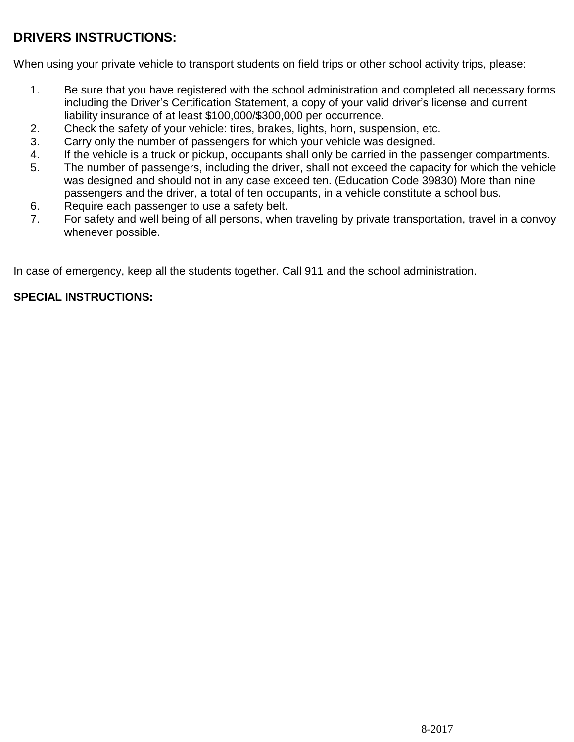## DRIVERS INSTRUCTIONS:

When using your private vehicle to transport students on field trips or other school activity trips, please:

1. Be sure that you have registered with the school administration and completed all necessary forms including the Driver's Certification Statement, a copy of your valid driver's license and current liability insurance of at least $100,000/$300,000 per occurrence.
2. Check the safety of your vehicle: tires, brakes, lights, horn, suspension, etc.
3. Carry only the number of passengers for which your vehicle was designed.
4. If the vehicle is a truck or pickup, occupants shall only be carried in the passenger compartments.
5. The number of passengers, including the driver, shall not exceed the capacity for which the vehicle was designed and should not in any case exceed ten. (Education Code 39830) More than nine passengers and the driver, a total of ten occupants, in a vehicle constitute a school bus.
6. Require each passenger to use a safety belt.
7. For safety and well being of all persons, when traveling by private transportation, travel in a convoy whenever possible.

In case of emergency, keep all the students together. Call 911 and the school administration.

**SPECIAL INSTRUCTIONS:**

8-2017